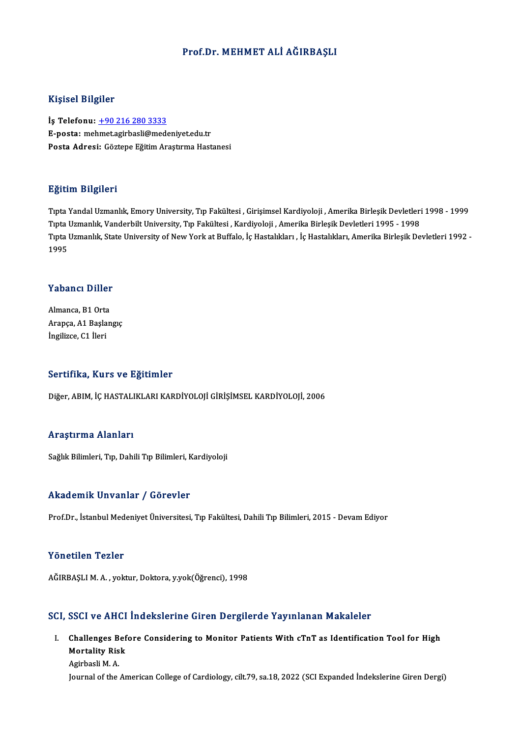# Prof.Dr. MEHMET ALİ AĞIRBAŞLI

## Kişisel Bilgiler

**İş Telefonu:** +90 216 280 3333
**E-posta:** mehmet.agirbasli@medeniyet.edu.tr
**Posta Adresi:** Göztepe Eğitim Araştırma Hastanesi

## Eğitim Bilgileri

Tıpta Yandal Uzmanlık, Emory University, Tıp Fakültesi , Girişimsel Kardiyoloji , Amerika Birleşik Devletleri 1998 - 1999
Tıpta Uzmanlık, Vanderbilt University, Tıp Fakültesi , Kardiyoloji , Amerika Birleşik Devletleri 1995 - 1998
Tıpta Uzmanlık, State University of New York at Buffalo, İç Hastalıkları , İç Hastalıkları, Amerika Birleşik Devletleri 1992 - 1995

## Yabancı Diller

Almanca, B1 Orta
Arapça, A1 Başlangıç
İngilizce, C1 İleri

## Sertifika, Kurs ve Eğitimler

Diğer, ABIM, İÇ HASTALIKLARI KARDİYOLOJİ GİRİŞİMSEL KARDİYOLOJİ, 2006

## Araştırma Alanları

Sağlık Bilimleri, Tıp, Dahili Tıp Bilimleri, Kardiyoloji

## Akademik Unvanlar / Görevler

Prof.Dr., İstanbul Medeniyet Üniversitesi, Tıp Fakültesi, Dahili Tıp Bilimleri, 2015 - Devam Ediyor

## Yönetilen Tezler

AĞIRBAŞLI M. A. , yoktur, Doktora, y.yok(Öğrenci), 1998

## SCI, SSCI ve AHCI İndekslerine Giren Dergilerde Yayınlanan Makaleler

I. **Challenges Before Considering to Monitor Patients With cTnT as Identification Tool for High Mortality Risk**
   Agirbasli M. A.
   Journal of the American College of Cardiology, cilt.79, sa.18, 2022 (SCI Expanded İndekslerine Giren Dergi)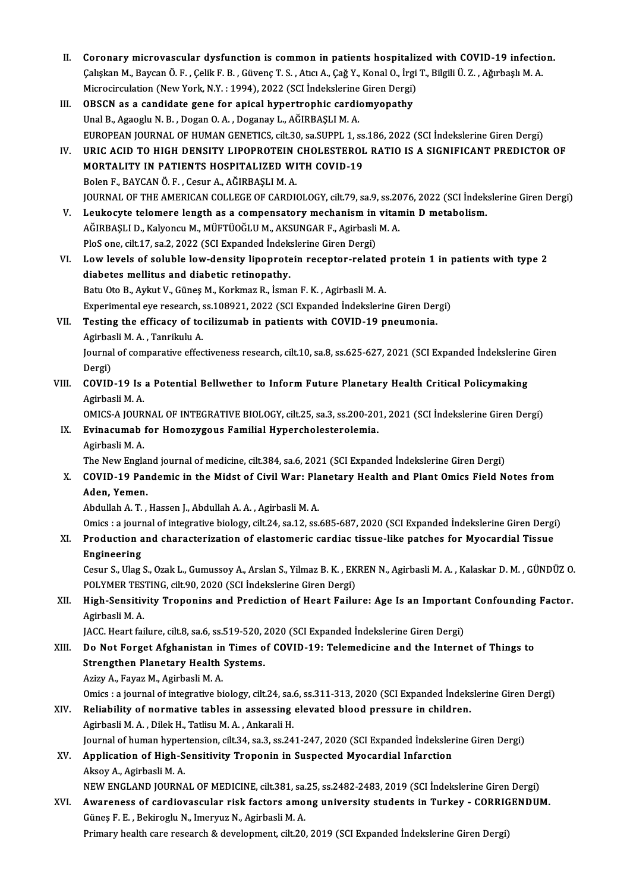II. **Coronary microvascular dysfunction is common in patients hospitalized with COVID-19 infection.**
Çalışkan M., Baycan Ö. F. , Çelik F. B. , Güvenç T. S. , Atıcı A., Çağ Y., Konal O., İrgi T., Bilgili Ü. Z. , Ağırbaşlı M. A.
Microcirculation (New York, N.Y. : 1994), 2022 (SCI İndekslerine Giren Dergi)

III. **OBSCN as a candidate gene for apical hypertrophic cardiomyopathy**
Unal B., Agaoglu N. B. , Dogan O. A. , Doganay L., AĞIRBAŞLI M. A.
EUROPEAN JOURNAL OF HUMAN GENETICS, cilt.30, sa.SUPPL 1, ss.186, 2022 (SCI İndekslerine Giren Dergi)

IV. **URIC ACID TO HIGH DENSITY LIPOPROTEIN CHOLESTEROL RATIO IS A SIGNIFICANT PREDICTOR OF MORTALITY IN PATIENTS HOSPITALIZED WITH COVID-19**
Bolen F., BAYCAN Ö. F. , Cesur A., AĞIRBAŞLI M. A.
JOURNAL OF THE AMERICAN COLLEGE OF CARDIOLOGY, cilt.79, sa.9, ss.2076, 2022 (SCI İndekslerine Giren Dergi)

V. **Leukocyte telomere length as a compensatory mechanism in vitamin D metabolism.**
AĞIRBAŞLI D., Kalyoncu M., MÜFTÜOĞLU M., AKSUNGAR F., Agirbasli M. A.
PloS one, cilt.17, sa.2, 2022 (SCI Expanded İndekslerine Giren Dergi)

VI. **Low levels of soluble low-density lipoprotein receptor-related protein 1 in patients with type 2 diabetes mellitus and diabetic retinopathy.**
Batu Oto B., Aykut V., Güneş M., Korkmaz R., İsman F. K. , Agirbasli M. A.
Experimental eye research, ss.108921, 2022 (SCI Expanded İndekslerine Giren Dergi)

VII. **Testing the efficacy of tocilizumab in patients with COVID-19 pneumonia.**
Agirbasli M. A. , Tanrikulu A.
Journal of comparative effectiveness research, cilt.10, sa.8, ss.625-627, 2021 (SCI Expanded İndekslerine Giren Dergi)

VIII. **COVID-19 Is a Potential Bellwether to Inform Future Planetary Health Critical Policymaking**
Agirbasli M. A.
OMICS-A JOURNAL OF INTEGRATIVE BIOLOGY, cilt.25, sa.3, ss.200-201, 2021 (SCI İndekslerine Giren Dergi)

IX. **Evinacumab for Homozygous Familial Hypercholesterolemia.**
Agirbasli M. A.
The New England journal of medicine, cilt.384, sa.6, 2021 (SCI Expanded İndekslerine Giren Dergi)

X. **COVID-19 Pandemic in the Midst of Civil War: Planetary Health and Plant Omics Field Notes from Aden, Yemen.**
Abdullah A. T. , Hassen J., Abdullah A. A. , Agirbasli M. A.
Omics : a journal of integrative biology, cilt.24, sa.12, ss.685-687, 2020 (SCI Expanded İndekslerine Giren Dergi)

XI. **Production and characterization of elastomeric cardiac tissue-like patches for Myocardial Tissue Engineering**
Cesur S., Ulag S., Ozak L., Gumussoy A., Arslan S., Yilmaz B. K. , EKREN N., Agirbasli M. A. , Kalaskar D. M. , GÜNDÜZ O.
POLYMER TESTING, cilt.90, 2020 (SCI İndekslerine Giren Dergi)

XII. **High-Sensitivity Troponins and Prediction of Heart Failure: Age Is an Important Confounding Factor.**
Agirbasli M. A.
JACC. Heart failure, cilt.8, sa.6, ss.519-520, 2020 (SCI Expanded İndekslerine Giren Dergi)

XIII. **Do Not Forget Afghanistan in Times of COVID-19: Telemedicine and the Internet of Things to Strengthen Planetary Health Systems.**
Azizy A., Fayaz M., Agirbasli M. A.
Omics : a journal of integrative biology, cilt.24, sa.6, ss.311-313, 2020 (SCI Expanded İndekslerine Giren Dergi)

XIV. **Reliability of normative tables in assessing elevated blood pressure in children.**
Agirbasli M. A. , Dilek H., Tatlisu M. A. , Ankarali H.
Journal of human hypertension, cilt.34, sa.3, ss.241-247, 2020 (SCI Expanded İndekslerine Giren Dergi)

XV. **Application of High-Sensitivity Troponin in Suspected Myocardial Infarction**
Aksoy A., Agirbasli M. A.
NEW ENGLAND JOURNAL OF MEDICINE, cilt.381, sa.25, ss.2482-2483, 2019 (SCI İndekslerine Giren Dergi)

XVI. **Awareness of cardiovascular risk factors among university students in Turkey - CORRIGENDUM.**
Güneş F. E. , Bekiroglu N., Imeryuz N., Agirbasli M. A.
Primary health care research & development, cilt.20, 2019 (SCI Expanded İndekslerine Giren Dergi)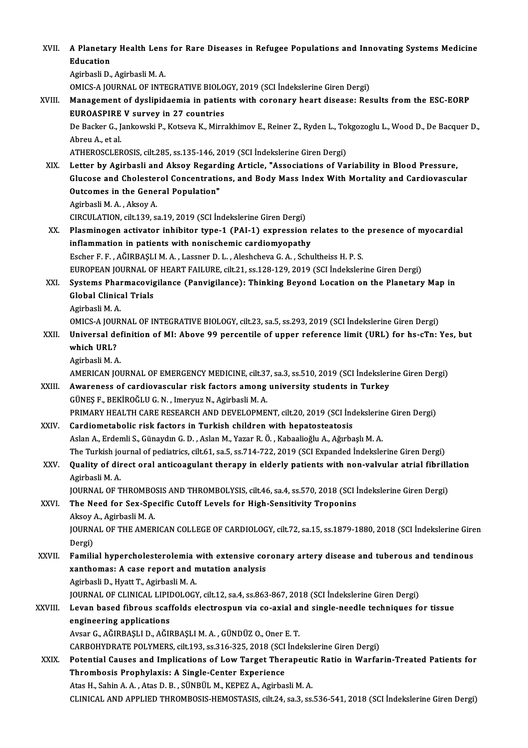XVII. **A Planetary Health Lens for Rare Diseases in Refugee Populations and Innovating Systems Medicine Education**
Agirbasli D., Agirbasli M. A.
OMICS-A JOURNAL OF INTEGRATIVE BIOLOGY, 2019 (SCI İndekslerine Giren Dergi)

XVIII. **Management of dyslipidaemia in patients with coronary heart disease: Results from the ESC-EORP EUROASPIRE V survey in 27 countries**
De Backer G., Jankowski P., Kotseva K., Mirrakhimov E., Reiner Z., Ryden L., Tokgozoglu L., Wood D., De Bacquer D., Abreu A., et al.
ATHEROSCLEROSIS, cilt.285, ss.135-146, 2019 (SCI İndekslerine Giren Dergi)

XIX. **Letter by Agirbasli and Aksoy Regarding Article, "Associations of Variability in Blood Pressure, Glucose and Cholesterol Concentrations, and Body Mass Index With Mortality and Cardiovascular Outcomes in the General Population"**
Agirbasli M. A. , Aksoy A.
CIRCULATION, cilt.139, sa.19, 2019 (SCI İndekslerine Giren Dergi)

XX. **Plasminogen activator inhibitor type-1 (PAI-1) expression relates to the presence of myocardial inflammation in patients with nonischemic cardiomyopathy**
Escher F. F. , AĞIRBAŞLI M. A. , Lassner D. L. , Aleshcheva G. A. , Schultheiss H. P. S.
EUROPEAN JOURNAL OF HEART FAILURE, cilt.21, ss.128-129, 2019 (SCI İndekslerine Giren Dergi)

XXI. **Systems Pharmacovigilance (Panvigilance): Thinking Beyond Location on the Planetary Map in Global Clinical Trials**
Agirbasli M. A.
OMICS-A JOURNAL OF INTEGRATIVE BIOLOGY, cilt.23, sa.5, ss.293, 2019 (SCI İndekslerine Giren Dergi)

XXII. **Universal definition of MI: Above 99 percentile of upper reference limit (URL) for hs-cTn: Yes, but which URL?**
Agirbasli M. A.
AMERICAN JOURNAL OF EMERGENCY MEDICINE, cilt.37, sa.3, ss.510, 2019 (SCI İndekslerine Giren Dergi)

XXIII. **Awareness of cardiovascular risk factors among university students in Turkey**
GÜNEŞ F., BEKİROĞLU G. N. , Imeryuz N., Agirbasli M. A.
PRIMARY HEALTH CARE RESEARCH AND DEVELOPMENT, cilt.20, 2019 (SCI İndekslerine Giren Dergi)

XXIV. **Cardiometabolic risk factors in Turkish children with hepatosteatosis**
Aslan A., Erdemli S., Günaydın G. D. , Aslan M., Yazar R. Ö. , Kabaalioğlu A., Ağırbaşlı M. A.
The Turkish journal of pediatrics, cilt.61, sa.5, ss.714-722, 2019 (SCI Expanded İndekslerine Giren Dergi)

XXV. **Quality of direct oral anticoagulant therapy in elderly patients with non-valvular atrial fibrillation**
Agirbasli M. A.
JOURNAL OF THROMBOSIS AND THROMBOLYSIS, cilt.46, sa.4, ss.570, 2018 (SCI İndekslerine Giren Dergi)

XXVI. **The Need for Sex-Specific Cutoff Levels for High-Sensitivity Troponins**
Aksoy A., Agirbasli M. A.
JOURNAL OF THE AMERICAN COLLEGE OF CARDIOLOGY, cilt.72, sa.15, ss.1879-1880, 2018 (SCI İndekslerine Giren Dergi)

XXVII. **Familial hypercholesterolemia with extensive coronary artery disease and tuberous and tendinous xanthomas: A case report and mutation analysis**
Agirbasli D., Hyatt T., Agirbasli M. A.
JOURNAL OF CLINICAL LIPIDOLOGY, cilt.12, sa.4, ss.863-867, 2018 (SCI İndekslerine Giren Dergi)

XXVIII. **Levan based fibrous scaffolds electrospun via co-axial and single-needle techniques for tissue engineering applications**
Avsar G., AĞIRBAŞLI D., AĞIRBAŞLI M. A. , GÜNDÜZ O., Oner E. T.
CARBOHYDRATE POLYMERS, cilt.193, ss.316-325, 2018 (SCI İndekslerine Giren Dergi)

XXIX. **Potential Causes and Implications of Low Target Therapeutic Ratio in Warfarin-Treated Patients for Thrombosis Prophylaxis: A Single-Center Experience**
Atas H., Sahin A. A. , Atas D. B. , SÜNBÜL M., KEPEZ A., Agirbasli M. A.
CLINICAL AND APPLIED THROMBOSIS-HEMOSTASIS, cilt.24, sa.3, ss.536-541, 2018 (SCI İndekslerine Giren Dergi)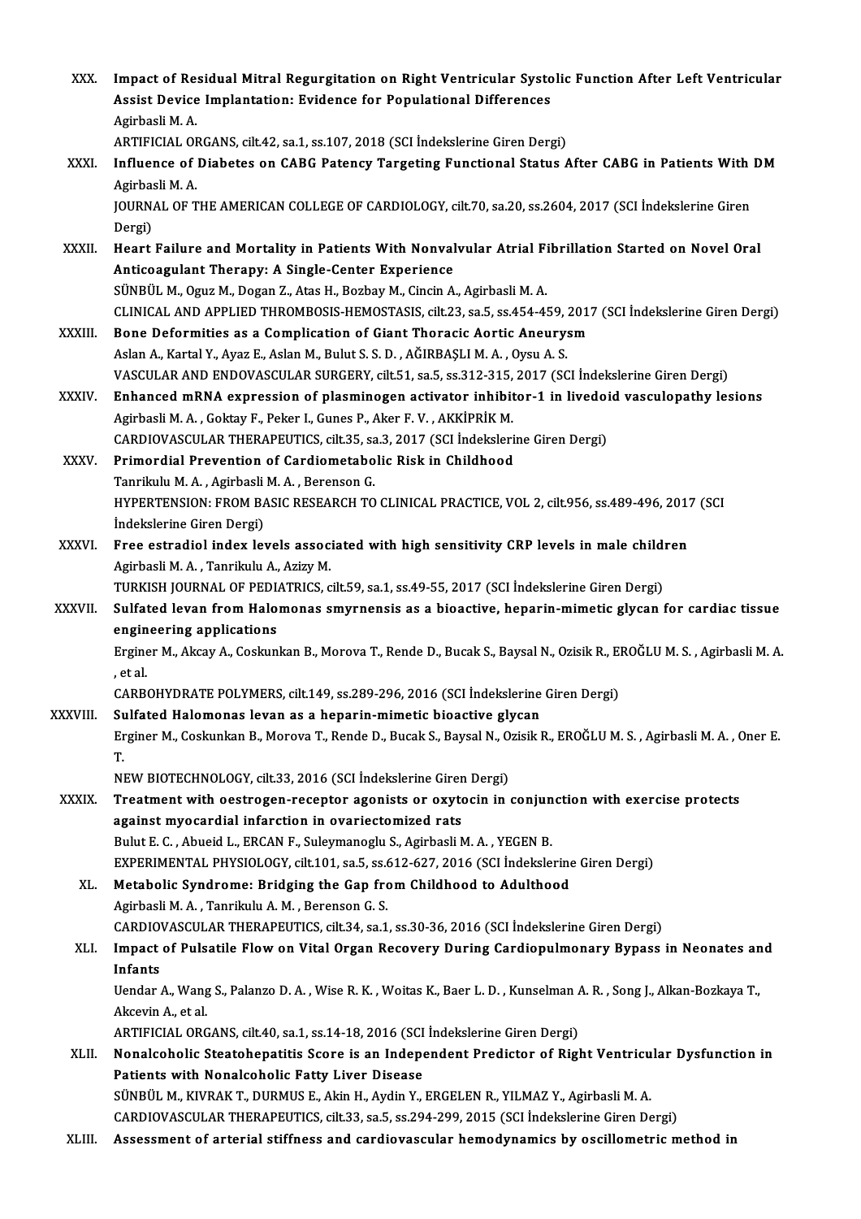XXX. **Impact of Residual Mitral Regurgitation on Right Ventricular Systolic Function After Left Ventricular Assist Device Implantation: Evidence for Populational Differences**
Agirbasli M. A.
ARTIFICIAL ORGANS, cilt.42, sa.1, ss.107, 2018 (SCI İndekslerine Giren Dergi)

XXXI. **Influence of Diabetes on CABG Patency Targeting Functional Status After CABG in Patients With DM**
Agirbasli M. A.
JOURNAL OF THE AMERICAN COLLEGE OF CARDIOLOGY, cilt.70, sa.20, ss.2604, 2017 (SCI İndekslerine Giren Dergi)

XXXII. **Heart Failure and Mortality in Patients With Nonvalvular Atrial Fibrillation Started on Novel Oral Anticoagulant Therapy: A Single-Center Experience**
SÜNBÜL M., Oguz M., Dogan Z., Atas H., Bozbay M., Cincin A., Agirbasli M. A.
CLINICAL AND APPLIED THROMBOSIS-HEMOSTASIS, cilt.23, sa.5, ss.454-459, 2017 (SCI İndekslerine Giren Dergi)

XXXIII. **Bone Deformities as a Complication of Giant Thoracic Aortic Aneurysm**
Aslan A., Kartal Y., Ayaz E., Aslan M., Bulut S. S. D. , AĞIRBAŞLI M. A. , Oysu A. S.
VASCULAR AND ENDOVASCULAR SURGERY, cilt.51, sa.5, ss.312-315, 2017 (SCI İndekslerine Giren Dergi)

XXXIV. **Enhanced mRNA expression of plasminogen activator inhibitor-1 in livedoid vasculopathy lesions**
Agirbasli M. A. , Goktay F., Peker I., Gunes P., Aker F. V. , AKKİPRİK M.
CARDIOVASCULAR THERAPEUTICS, cilt.35, sa.3, 2017 (SCI İndekslerine Giren Dergi)

XXXV. **Primordial Prevention of Cardiometabolic Risk in Childhood**
Tanrikulu M. A. , Agirbasli M. A. , Berenson G.
HYPERTENSION: FROM BASIC RESEARCH TO CLINICAL PRACTICE, VOL 2, cilt.956, ss.489-496, 2017 (SCI İndekslerine Giren Dergi)

XXXVI. **Free estradiol index levels associated with high sensitivity CRP levels in male children**
Agirbasli M. A. , Tanrikulu A., Azizy M.
TURKISH JOURNAL OF PEDIATRICS, cilt.59, sa.1, ss.49-55, 2017 (SCI İndekslerine Giren Dergi)

XXXVII. **Sulfated levan from Halomonas smyrnensis as a bioactive, heparin-mimetic glycan for cardiac tissue engineering applications**
Erginer M., Akcay A., Coskunkan B., Morova T., Rende D., Bucak S., Baysal N., Ozisik R., EROĞLU M. S. , Agirbasli M. A. , et al.
CARBOHYDRATE POLYMERS, cilt.149, ss.289-296, 2016 (SCI İndekslerine Giren Dergi)

XXXVIII. **Sulfated Halomonas levan as a heparin-mimetic bioactive glycan**
Erginer M., Coskunkan B., Morova T., Rende D., Bucak S., Baysal N., Ozisik R., EROĞLU M. S. , Agirbasli M. A. , Oner E. T.
NEW BIOTECHNOLOGY, cilt.33, 2016 (SCI İndekslerine Giren Dergi)

XXXIX. **Treatment with oestrogen-receptor agonists or oxytocin in conjunction with exercise protects against myocardial infarction in ovariectomized rats**
Bulut E. C. , Abueid L., ERCAN F., Suleymanoglu S., Agirbasli M. A. , YEGEN B.
EXPERIMENTAL PHYSIOLOGY, cilt.101, sa.5, ss.612-627, 2016 (SCI İndekslerine Giren Dergi)

XL. **Metabolic Syndrome: Bridging the Gap from Childhood to Adulthood**
Agirbasli M. A. , Tanrikulu A. M. , Berenson G. S.
CARDIOVASCULAR THERAPEUTICS, cilt.34, sa.1, ss.30-36, 2016 (SCI İndekslerine Giren Dergi)

XLI. **Impact of Pulsatile Flow on Vital Organ Recovery During Cardiopulmonary Bypass in Neonates and Infants**
Uendar A., Wang S., Palanzo D. A. , Wise R. K. , Woitas K., Baer L. D. , Kunselman A. R. , Song J., Alkan-Bozkaya T., Akcevin A., et al.
ARTIFICIAL ORGANS, cilt.40, sa.1, ss.14-18, 2016 (SCI İndekslerine Giren Dergi)

XLII. **Nonalcoholic Steatohepatitis Score is an Independent Predictor of Right Ventricular Dysfunction in Patients with Nonalcoholic Fatty Liver Disease**
SÜNBÜL M., KIVRAK T., DURMUS E., Akin H., Aydin Y., ERGELEN R., YILMAZ Y., Agirbasli M. A.
CARDIOVASCULAR THERAPEUTICS, cilt.33, sa.5, ss.294-299, 2015 (SCI İndekslerine Giren Dergi)

XLIII. **Assessment of arterial stiffness and cardiovascular hemodynamics by oscillometric method in**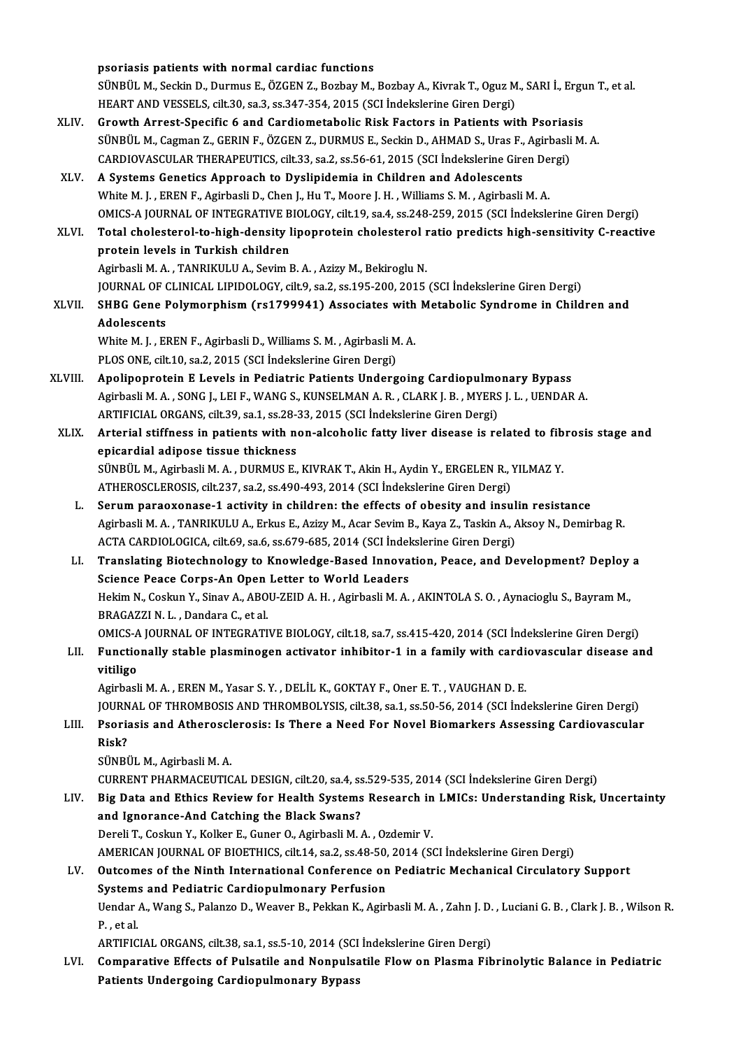psoriasis patients with normal cardiac functions
SÜNBÜL M., Seckin D., Durmus E., ÖZGEN Z., Bozbay M., Bozbay A., Kivrak T., Oguz M., SARI İ., Ergun T., et al.
HEART AND VESSELS, cilt.30, sa.3, ss.347-354, 2015 (SCI İndekslerine Giren Dergi)

XLIV. **Growth Arrest-Specific 6 and Cardiometabolic Risk Factors in Patients with Psoriasis**
SÜNBÜL M., Cagman Z., GERIN F., ÖZGEN Z., DURMUS E., Seckin D., AHMAD S., Uras F., Agirbasli M. A.
CARDIOVASCULAR THERAPEUTICS, cilt.33, sa.2, ss.56-61, 2015 (SCI İndekslerine Giren Dergi)

XLV. **A Systems Genetics Approach to Dyslipidemia in Children and Adolescents**
White M. J. , EREN F., Agirbasli D., Chen J., Hu T., Moore J. H. , Williams S. M. , Agirbasli M. A.
OMICS-A JOURNAL OF INTEGRATIVE BIOLOGY, cilt.19, sa.4, ss.248-259, 2015 (SCI İndekslerine Giren Dergi)

XLVI. **Total cholesterol-to-high-density lipoprotein cholesterol ratio predicts high-sensitivity C-reactive protein levels in Turkish children**
Agirbasli M. A. , TANRIKULU A., Sevim B. A. , Azizy M., Bekiroglu N.
JOURNAL OF CLINICAL LIPIDOLOGY, cilt.9, sa.2, ss.195-200, 2015 (SCI İndekslerine Giren Dergi)

XLVII. **SHBG Gene Polymorphism (rs1799941) Associates with Metabolic Syndrome in Children and Adolescents**
White M. J. , EREN F., Agirbasli D., Williams S. M. , Agirbasli M. A.
PLOS ONE, cilt.10, sa.2, 2015 (SCI İndekslerine Giren Dergi)

XLVIII. **Apolipoprotein E Levels in Pediatric Patients Undergoing Cardiopulmonary Bypass**
Agirbasli M. A. , SONG J., LEI F., WANG S., KUNSELMAN A. R. , CLARK J. B. , MYERS J. L. , UENDAR A.
ARTIFICIAL ORGANS, cilt.39, sa.1, ss.28-33, 2015 (SCI İndekslerine Giren Dergi)

XLIX. **Arterial stiffness in patients with non-alcoholic fatty liver disease is related to fibrosis stage and epicardial adipose tissue thickness**
SÜNBÜL M., Agirbasli M. A. , DURMUS E., KIVRAK T., Akin H., Aydin Y., ERGELEN R., YILMAZ Y.
ATHEROSCLEROSIS, cilt.237, sa.2, ss.490-493, 2014 (SCI İndekslerine Giren Dergi)

L. **Serum paraoxonase-1 activity in children: the effects of obesity and insulin resistance**
Agirbasli M. A. , TANRIKULU A., Erkus E., Azizy M., Acar Sevim B., Kaya Z., Taskin A., Aksoy N., Demirbag R.
ACTA CARDIOLOGICA, cilt.69, sa.6, ss.679-685, 2014 (SCI İndekslerine Giren Dergi)

LI. **Translating Biotechnology to Knowledge-Based Innovation, Peace, and Development? Deploy a Science Peace Corps-An Open Letter to World Leaders**
Hekim N., Coskun Y., Sinav A., ABOU-ZEID A. H. , Agirbasli M. A. , AKINTOLA S. O. , Aynacioglu S., Bayram M., BRAGAZZI N. L. , Dandara C., et al.
OMICS-A JOURNAL OF INTEGRATIVE BIOLOGY, cilt.18, sa.7, ss.415-420, 2014 (SCI İndekslerine Giren Dergi)

LII. **Functionally stable plasminogen activator inhibitor-1 in a family with cardiovascular disease and vitiligo**
Agirbasli M. A. , EREN M., Yasar S. Y. , DELİL K., GOKTAY F., Oner E. T. , VAUGHAN D. E.
JOURNAL OF THROMBOSIS AND THROMBOLYSIS, cilt.38, sa.1, ss.50-56, 2014 (SCI İndekslerine Giren Dergi)

LIII. **Psoriasis and Atherosclerosis: Is There a Need For Novel Biomarkers Assessing Cardiovascular Risk?**
SÜNBÜL M., Agirbasli M. A.
CURRENT PHARMACEUTICAL DESIGN, cilt.20, sa.4, ss.529-535, 2014 (SCI İndekslerine Giren Dergi)

LIV. **Big Data and Ethics Review for Health Systems Research in LMICs: Understanding Risk, Uncertainty and Ignorance-And Catching the Black Swans?**
Dereli T., Coskun Y., Kolker E., Guner O., Agirbasli M. A. , Ozdemir V.
AMERICAN JOURNAL OF BIOETHICS, cilt.14, sa.2, ss.48-50, 2014 (SCI İndekslerine Giren Dergi)

LV. **Outcomes of the Ninth International Conference on Pediatric Mechanical Circulatory Support Systems and Pediatric Cardiopulmonary Perfusion**
Uendar A., Wang S., Palanzo D., Weaver B., Pekkan K., Agirbasli M. A. , Zahn J. D. , Luciani G. B. , Clark J. B. , Wilson R. P. , et al.
ARTIFICIAL ORGANS, cilt.38, sa.1, ss.5-10, 2014 (SCI İndekslerine Giren Dergi)

LVI. **Comparative Effects of Pulsatile and Nonpulsatile Flow on Plasma Fibrinolytic Balance in Pediatric Patients Undergoing Cardiopulmonary Bypass**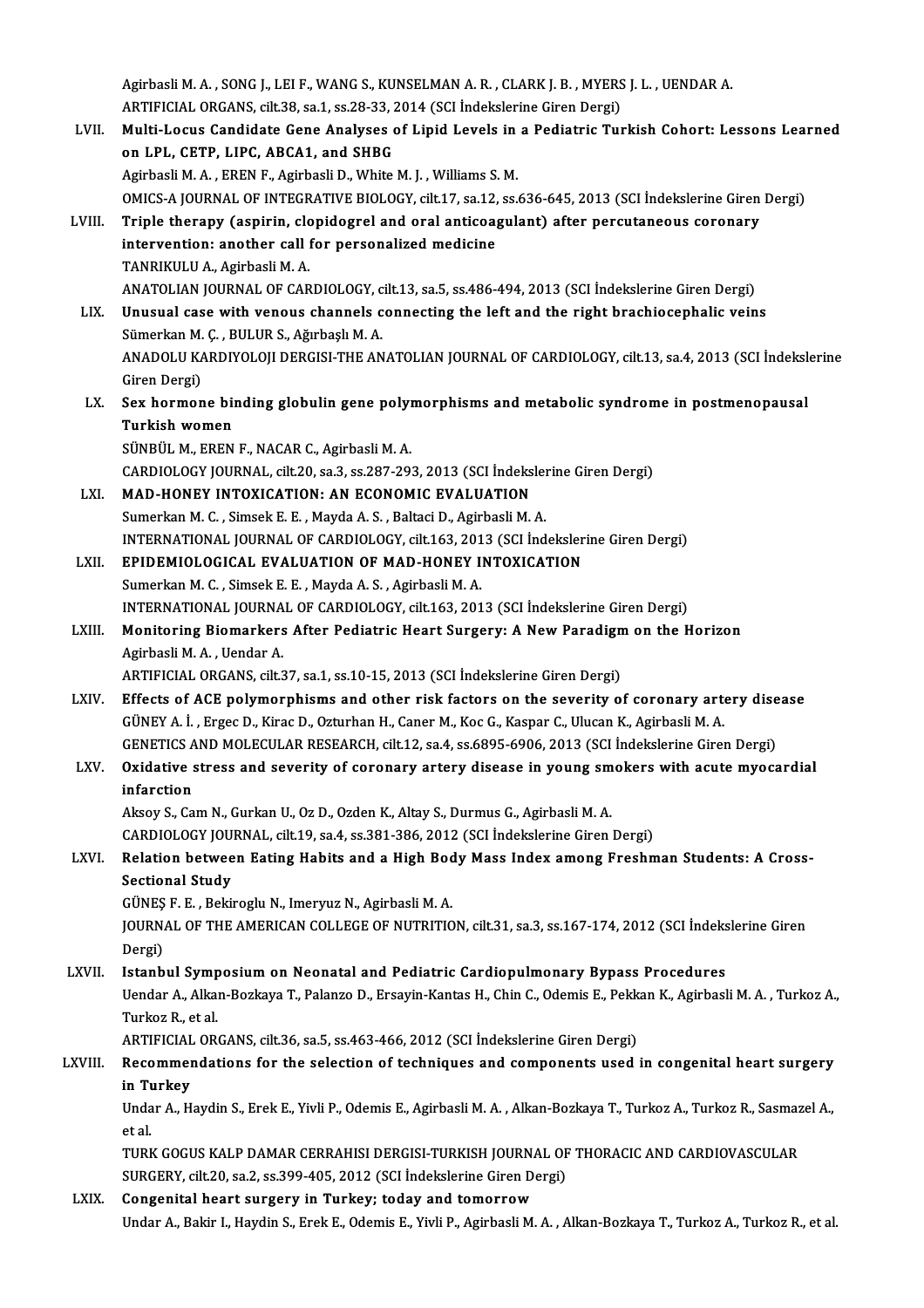Agirbasli M. A. , SONG J., LEI F., WANG S., KUNSELMAN A. R. , CLARK J. B. , MYERS J. L. , UENDAR A.
ARTIFICIAL ORGANS, cilt.38, sa.1, ss.28-33, 2014 (SCI İndekslerine Giren Dergi)

LVII. **Multi-Locus Candidate Gene Analyses of Lipid Levels in a Pediatric Turkish Cohort: Lessons Learned on LPL, CETP, LIPC, ABCA1, and SHBG**
Agirbasli M. A. , EREN F., Agirbasli D., White M. J. , Williams S. M.
OMICS-A JOURNAL OF INTEGRATIVE BIOLOGY, cilt.17, sa.12, ss.636-645, 2013 (SCI İndekslerine Giren Dergi)

LVIII. **Triple therapy (aspirin, clopidogrel and oral anticoagulant) after percutaneous coronary intervention: another call for personalized medicine**
TANRIKULU A., Agirbasli M. A.
ANATOLIAN JOURNAL OF CARDIOLOGY, cilt.13, sa.5, ss.486-494, 2013 (SCI İndekslerine Giren Dergi)

LIX. **Unusual case with venous channels connecting the left and the right brachiocephalic veins**
Sümerkan M. Ç. , BULUR S., Ağırbaşlı M. A.
ANADOLU KARDIYOLOJI DERGISI-THE ANATOLIAN JOURNAL OF CARDIOLOGY, cilt.13, sa.4, 2013 (SCI İndekslerine Giren Dergi)

LX. **Sex hormone binding globulin gene polymorphisms and metabolic syndrome in postmenopausal Turkish women**
SÜNBÜL M., EREN F., NACAR C., Agirbasli M. A.
CARDIOLOGY JOURNAL, cilt.20, sa.3, ss.287-293, 2013 (SCI İndekslerine Giren Dergi)

LXI. **MAD-HONEY INTOXICATION: AN ECONOMIC EVALUATION**
Sumerkan M. C. , Simsek E. E. , Mayda A. S. , Baltaci D., Agirbasli M. A.
INTERNATIONAL JOURNAL OF CARDIOLOGY, cilt.163, 2013 (SCI İndekslerine Giren Dergi)

LXII. **EPIDEMIOLOGICAL EVALUATION OF MAD-HONEY INTOXICATION**
Sumerkan M. C. , Simsek E. E. , Mayda A. S. , Agirbasli M. A.
INTERNATIONAL JOURNAL OF CARDIOLOGY, cilt.163, 2013 (SCI İndekslerine Giren Dergi)

LXIII. **Monitoring Biomarkers After Pediatric Heart Surgery: A New Paradigm on the Horizon**
Agirbasli M. A. , Uendar A.
ARTIFICIAL ORGANS, cilt.37, sa.1, ss.10-15, 2013 (SCI İndekslerine Giren Dergi)

LXIV. **Effects of ACE polymorphisms and other risk factors on the severity of coronary artery disease**
GÜNEY A. İ. , Ergec D., Kirac D., Ozturhan H., Caner M., Koc G., Kaspar C., Ulucan K., Agirbasli M. A.
GENETICS AND MOLECULAR RESEARCH, cilt.12, sa.4, ss.6895-6906, 2013 (SCI İndekslerine Giren Dergi)

LXV. **Oxidative stress and severity of coronary artery disease in young smokers with acute myocardial infarction**
Aksoy S., Cam N., Gurkan U., Oz D., Ozden K., Altay S., Durmus G., Agirbasli M. A.
CARDIOLOGY JOURNAL, cilt.19, sa.4, ss.381-386, 2012 (SCI İndekslerine Giren Dergi)

LXVI. **Relation between Eating Habits and a High Body Mass Index among Freshman Students: A Cross-Sectional Study**
GÜNEŞ F. E. , Bekiroglu N., Imeryuz N., Agirbasli M. A.
JOURNAL OF THE AMERICAN COLLEGE OF NUTRITION, cilt.31, sa.3, ss.167-174, 2012 (SCI İndekslerine Giren Dergi)

LXVII. **Istanbul Symposium on Neonatal and Pediatric Cardiopulmonary Bypass Procedures**
Uendar A., Alkan-Bozkaya T., Palanzo D., Ersayin-Kantas H., Chin C., Odemis E., Pekkan K., Agirbasli M. A. , Turkoz A., Turkoz R., et al.
ARTIFICIAL ORGANS, cilt.36, sa.5, ss.463-466, 2012 (SCI İndekslerine Giren Dergi)

LXVIII. **Recommendations for the selection of techniques and components used in congenital heart surgery in Turkey**
Undar A., Haydin S., Erek E., Yivli P., Odemis E., Agirbasli M. A. , Alkan-Bozkaya T., Turkoz A., Turkoz R., Sasmazel A., et al.
TURK GOGUS KALP DAMAR CERRAHISI DERGISI-TURKISH JOURNAL OF THORACIC AND CARDIOVASCULAR SURGERY, cilt.20, sa.2, ss.399-405, 2012 (SCI İndekslerine Giren Dergi)

LXIX. **Congenital heart surgery in Turkey; today and tomorrow**
Undar A., Bakir I., Haydin S., Erek E., Odemis E., Yivli P., Agirbasli M. A. , Alkan-Bozkaya T., Turkoz A., Turkoz R., et al.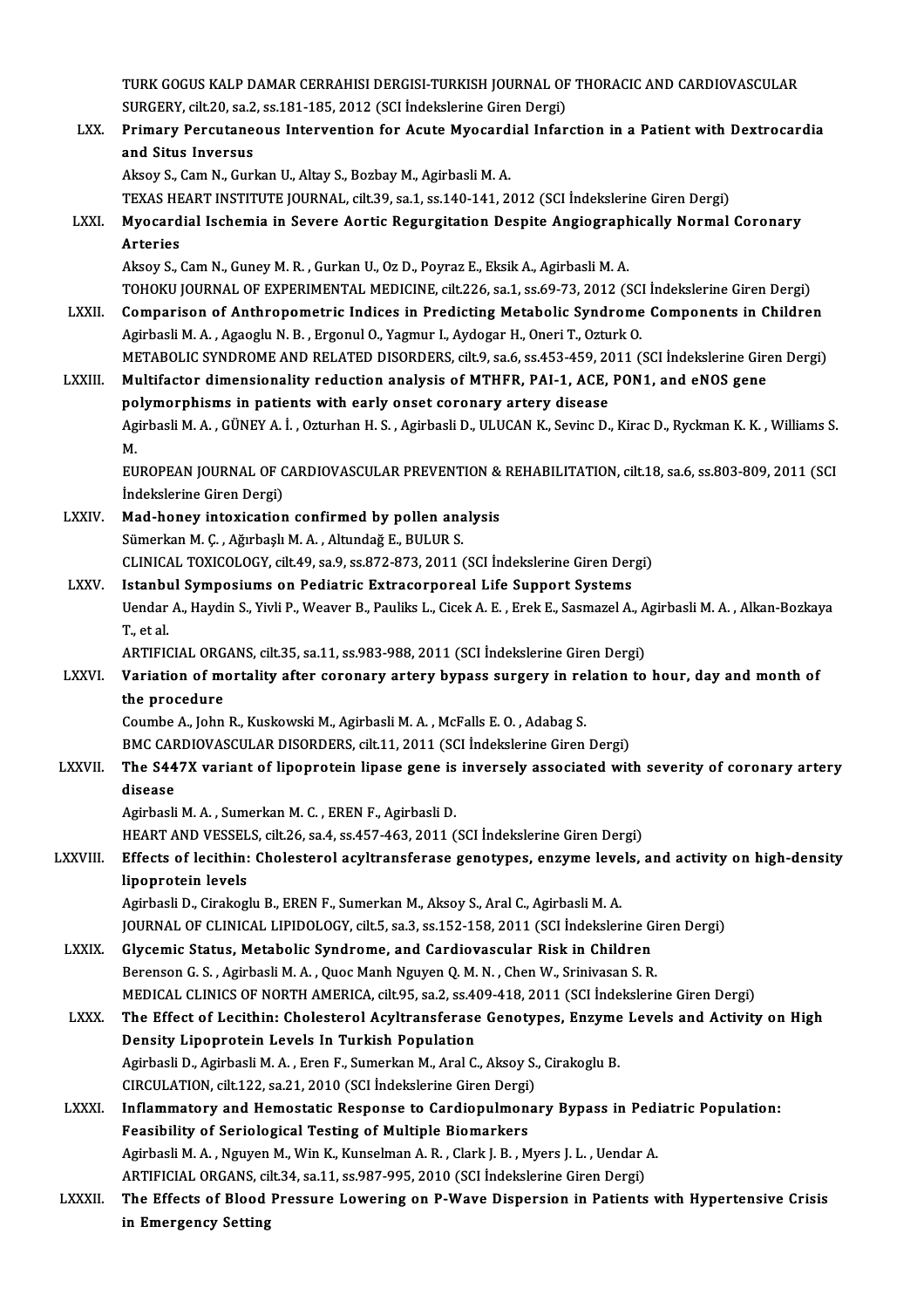TURK GOGUS KALP DAMAR CERRAHISI DERGISI-TURKISH JOURNAL OF THORACIC AND CARDIOVASCULAR SURGERY, cilt.20, sa.2, ss.181-185, 2012 (SCI İndekslerine Giren Dergi)

LXX. **Primary Percutaneous Intervention for Acute Myocardial Infarction in a Patient with Dextrocardia and Situs Inversus**
Aksoy S., Cam N., Gurkan U., Altay S., Bozbay M., Agirbasli M. A.
TEXAS HEART INSTITUTE JOURNAL, cilt.39, sa.1, ss.140-141, 2012 (SCI İndekslerine Giren Dergi)

LXXI. **Myocardial Ischemia in Severe Aortic Regurgitation Despite Angiographically Normal Coronary Arteries**
Aksoy S., Cam N., Guney M. R. , Gurkan U., Oz D., Poyraz E., Eksik A., Agirbasli M. A.
TOHOKU JOURNAL OF EXPERIMENTAL MEDICINE, cilt.226, sa.1, ss.69-73, 2012 (SCI İndekslerine Giren Dergi)

LXXII. **Comparison of Anthropometric Indices in Predicting Metabolic Syndrome Components in Children**
Agirbasli M. A. , Agaoglu N. B. , Ergonul O., Yagmur I., Aydogar H., Oneri T., Ozturk O.
METABOLIC SYNDROME AND RELATED DISORDERS, cilt.9, sa.6, ss.453-459, 2011 (SCI İndekslerine Giren Dergi)

LXXIII. **Multifactor dimensionality reduction analysis of MTHFR, PAI-1, ACE, PON1, and eNOS gene polymorphisms in patients with early onset coronary artery disease**
Agirbasli M. A. , GÜNEY A. İ. , Ozturhan H. S. , Agirbasli D., ULUCAN K., Sevinc D., Kirac D., Ryckman K. K. , Williams S. M.
EUROPEAN JOURNAL OF CARDIOVASCULAR PREVENTION & REHABILITATION, cilt.18, sa.6, ss.803-809, 2011 (SCI İndekslerine Giren Dergi)

LXXIV. **Mad-honey intoxication confirmed by pollen analysis**
Sümerkan M. Ç. , Ağırbaşlı M. A. , Altundağ E., BULUR S.
CLINICAL TOXICOLOGY, cilt.49, sa.9, ss.872-873, 2011 (SCI İndekslerine Giren Dergi)

LXXV. **Istanbul Symposiums on Pediatric Extracorporeal Life Support Systems**
Uendar A., Haydin S., Yivli P., Weaver B., Pauliks L., Cicek A. E. , Erek E., Sasmazel A., Agirbasli M. A. , Alkan-Bozkaya T., et al.
ARTIFICIAL ORGANS, cilt.35, sa.11, ss.983-988, 2011 (SCI İndekslerine Giren Dergi)

LXXVI. **Variation of mortality after coronary artery bypass surgery in relation to hour, day and month of the procedure**
Coumbe A., John R., Kuskowski M., Agirbasli M. A. , McFalls E. O. , Adabag S.
BMC CARDIOVASCULAR DISORDERS, cilt.11, 2011 (SCI İndekslerine Giren Dergi)

LXXVII. **The S447X variant of lipoprotein lipase gene is inversely associated with severity of coronary artery disease**
Agirbasli M. A. , Sumerkan M. C. , EREN F., Agirbasli D.
HEART AND VESSELS, cilt.26, sa.4, ss.457-463, 2011 (SCI İndekslerine Giren Dergi)

LXXVIII. **Effects of lecithin: Cholesterol acyltransferase genotypes, enzyme levels, and activity on high-density lipoprotein levels**
Agirbasli D., Cirakoglu B., EREN F., Sumerkan M., Aksoy S., Aral C., Agirbasli M. A.
JOURNAL OF CLINICAL LIPIDOLOGY, cilt.5, sa.3, ss.152-158, 2011 (SCI İndekslerine Giren Dergi)

LXXIX. **Glycemic Status, Metabolic Syndrome, and Cardiovascular Risk in Children**
Berenson G. S. , Agirbasli M. A. , Quoc Manh Nguyen Q. M. N. , Chen W., Srinivasan S. R.
MEDICAL CLINICS OF NORTH AMERICA, cilt.95, sa.2, ss.409-418, 2011 (SCI İndekslerine Giren Dergi)

LXXX. **The Effect of Lecithin: Cholesterol Acyltransferase Genotypes, Enzyme Levels and Activity on High Density Lipoprotein Levels In Turkish Population**
Agirbasli D., Agirbasli M. A. , Eren F., Sumerkan M., Aral C., Aksoy S., Cirakoglu B.
CIRCULATION, cilt.122, sa.21, 2010 (SCI İndekslerine Giren Dergi)

LXXXI. **Inflammatory and Hemostatic Response to Cardiopulmonary Bypass in Pediatric Population: Feasibility of Seriological Testing of Multiple Biomarkers**
Agirbasli M. A. , Nguyen M., Win K., Kunselman A. R. , Clark J. B. , Myers J. L. , Uendar A.
ARTIFICIAL ORGANS, cilt.34, sa.11, ss.987-995, 2010 (SCI İndekslerine Giren Dergi)

LXXXII. **The Effects of Blood Pressure Lowering on P-Wave Dispersion in Patients with Hypertensive Crisis in Emergency Setting**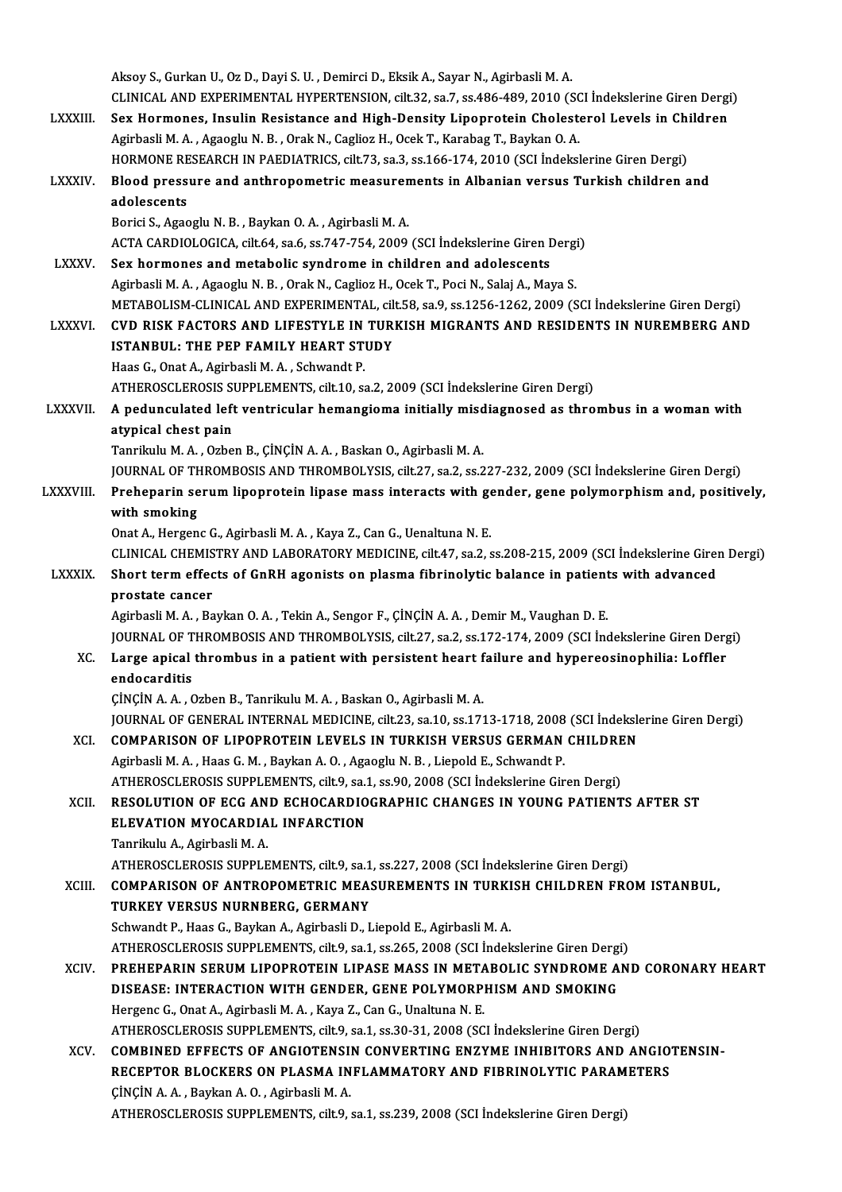Aksoy S., Gurkan U., Oz D., Dayi S. U. , Demirci D., Eksik A., Sayar N., Agirbasli M. A.
CLINICAL AND EXPERIMENTAL HYPERTENSION, cilt.32, sa.7, ss.486-489, 2010 (SCI İndekslerine Giren Dergi)

LXXXIII. **Sex Hormones, Insulin Resistance and High-Density Lipoprotein Cholesterol Levels in Children**
Agirbasli M. A. , Agaoglu N. B. , Orak N., Caglioz H., Ocek T., Karabag T., Baykan O. A.
HORMONE RESEARCH IN PAEDIATRICS, cilt.73, sa.3, ss.166-174, 2010 (SCI İndekslerine Giren Dergi)

LXXXIV. **Blood pressure and anthropometric measurements in Albanian versus Turkish children and adolescents**
Borici S., Agaoglu N. B. , Baykan O. A. , Agirbasli M. A.
ACTA CARDIOLOGICA, cilt.64, sa.6, ss.747-754, 2009 (SCI İndekslerine Giren Dergi)

LXXXV. **Sex hormones and metabolic syndrome in children and adolescents**
Agirbasli M. A. , Agaoglu N. B. , Orak N., Caglioz H., Ocek T., Poci N., Salaj A., Maya S.
METABOLISM-CLINICAL AND EXPERIMENTAL, cilt.58, sa.9, ss.1256-1262, 2009 (SCI İndekslerine Giren Dergi)

LXXXVI. **CVD RISK FACTORS AND LIFESTYLE IN TURKISH MIGRANTS AND RESIDENTS IN NUREMBERG AND ISTANBUL: THE PEP FAMILY HEART STUDY**
Haas G., Onat A., Agirbasli M. A. , Schwandt P.
ATHEROSCLEROSIS SUPPLEMENTS, cilt.10, sa.2, 2009 (SCI İndekslerine Giren Dergi)

LXXXVII. **A pedunculated left ventricular hemangioma initially misdiagnosed as thrombus in a woman with atypical chest pain**
Tanrikulu M. A. , Ozben B., ÇİNÇİN A. A. , Baskan O., Agirbasli M. A.
JOURNAL OF THROMBOSIS AND THROMBOLYSIS, cilt.27, sa.2, ss.227-232, 2009 (SCI İndekslerine Giren Dergi)

LXXXVIII. **Preheparin serum lipoprotein lipase mass interacts with gender, gene polymorphism and, positively, with smoking**
Onat A., Hergenc G., Agirbasli M. A. , Kaya Z., Can G., Uenaltuna N. E.
CLINICAL CHEMISTRY AND LABORATORY MEDICINE, cilt.47, sa.2, ss.208-215, 2009 (SCI İndekslerine Giren Dergi)

LXXXIX. **Short term effects of GnRH agonists on plasma fibrinolytic balance in patients with advanced prostate cancer**
Agirbasli M. A. , Baykan O. A. , Tekin A., Sengor F., ÇİNÇİN A. A. , Demir M., Vaughan D. E.
JOURNAL OF THROMBOSIS AND THROMBOLYSIS, cilt.27, sa.2, ss.172-174, 2009 (SCI İndekslerine Giren Dergi)

XC. **Large apical thrombus in a patient with persistent heart failure and hypereosinophilia: Loffler endocarditis**
ÇİNÇİN A. A. , Ozben B., Tanrikulu M. A. , Baskan O., Agirbasli M. A.
JOURNAL OF GENERAL INTERNAL MEDICINE, cilt.23, sa.10, ss.1713-1718, 2008 (SCI İndekslerine Giren Dergi)

XCI. **COMPARISON OF LIPOPROTEIN LEVELS IN TURKISH VERSUS GERMAN CHILDREN**
Agirbasli M. A. , Haas G. M. , Baykan A. O. , Agaoglu N. B. , Liepold E., Schwandt P.
ATHEROSCLEROSIS SUPPLEMENTS, cilt.9, sa.1, ss.90, 2008 (SCI İndekslerine Giren Dergi)

XCII. **RESOLUTION OF ECG AND ECHOCARDIOGRAPHIC CHANGES IN YOUNG PATIENTS AFTER ST ELEVATION MYOCARDIAL INFARCTION**
Tanrikulu A., Agirbasli M. A.
ATHEROSCLEROSIS SUPPLEMENTS, cilt.9, sa.1, ss.227, 2008 (SCI İndekslerine Giren Dergi)

XCIII. **COMPARISON OF ANTROPOMETRIC MEASUREMENTS IN TURKISH CHILDREN FROM ISTANBUL, TURKEY VERSUS NURNBERG, GERMANY**
Schwandt P., Haas G., Baykan A., Agirbasli D., Liepold E., Agirbasli M. A.
ATHEROSCLEROSIS SUPPLEMENTS, cilt.9, sa.1, ss.265, 2008 (SCI İndekslerine Giren Dergi)

XCIV. **PREHEPARIN SERUM LIPOPROTEIN LIPASE MASS IN METABOLIC SYNDROME AND CORONARY HEART DISEASE: INTERACTION WITH GENDER, GENE POLYMORPHISM AND SMOKING**
Hergenc G., Onat A., Agirbasli M. A. , Kaya Z., Can G., Unaltuna N. E.
ATHEROSCLEROSIS SUPPLEMENTS, cilt.9, sa.1, ss.30-31, 2008 (SCI İndekslerine Giren Dergi)

XCV. **COMBINED EFFECTS OF ANGIOTENSIN CONVERTING ENZYME INHIBITORS AND ANGIOTENSIN-RECEPTOR BLOCKERS ON PLASMA INFLAMMATORY AND FIBRINOLYTIC PARAMETERS**
ÇİNÇİN A. A. , Baykan A. O. , Agirbasli M. A.
ATHEROSCLEROSIS SUPPLEMENTS, cilt.9, sa.1, ss.239, 2008 (SCI İndekslerine Giren Dergi)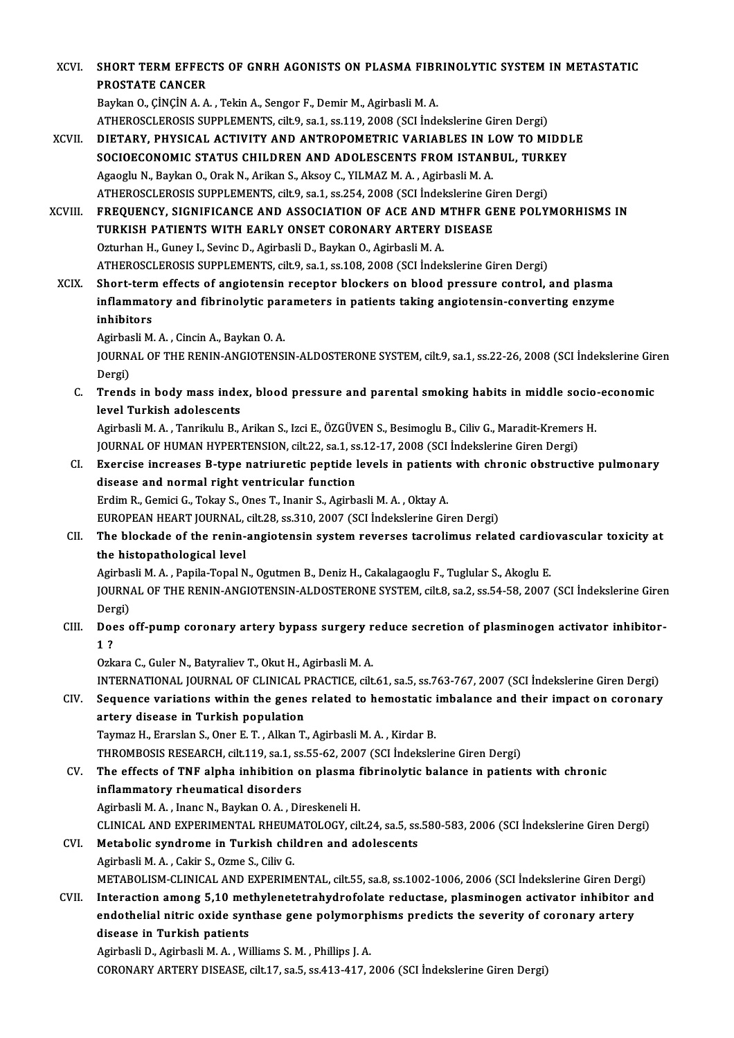XCVI. **SHORT TERM EFFECTS OF GNRH AGONISTS ON PLASMA FIBRINOLYTIC SYSTEM IN METASTATIC PROSTATE CANCER**
Baykan O., ÇİNÇİN A. A. , Tekin A., Sengor F., Demir M., Agirbasli M. A.
ATHEROSCLEROSIS SUPPLEMENTS, cilt.9, sa.1, ss.119, 2008 (SCI İndekslerine Giren Dergi)

XCVII. **DIETARY, PHYSICAL ACTIVITY AND ANTROPOMETRIC VARIABLES IN LOW TO MIDDLE SOCIOECONOMIC STATUS CHILDREN AND ADOLESCENTS FROM ISTANBUL, TURKEY**
Agaoglu N., Baykan O., Orak N., Arikan S., Aksoy C., YILMAZ M. A. , Agirbasli M. A.
ATHEROSCLEROSIS SUPPLEMENTS, cilt.9, sa.1, ss.254, 2008 (SCI İndekslerine Giren Dergi)

XCVIII. **FREQUENCY, SIGNIFICANCE AND ASSOCIATION OF ACE AND MTHFR GENE POLYMORHISMS IN TURKISH PATIENTS WITH EARLY ONSET CORONARY ARTERY DISEASE**
Ozturhan H., Guney I., Sevinc D., Agirbasli D., Baykan O., Agirbasli M. A.
ATHEROSCLEROSIS SUPPLEMENTS, cilt.9, sa.1, ss.108, 2008 (SCI İndekslerine Giren Dergi)

XCIX. **Short-term effects of angiotensin receptor blockers on blood pressure control, and plasma inflammatory and fibrinolytic parameters in patients taking angiotensin-converting enzyme inhibitors**
Agirbasli M. A. , Cincin A., Baykan O. A.
JOURNAL OF THE RENIN-ANGIOTENSIN-ALDOSTERONE SYSTEM, cilt.9, sa.1, ss.22-26, 2008 (SCI İndekslerine Giren Dergi)

C. **Trends in body mass index, blood pressure and parental smoking habits in middle socio-economic level Turkish adolescents**
Agirbasli M. A. , Tanrikulu B., Arikan S., Izci E., ÖZGÜVEN S., Besimoglu B., Ciliv G., Maradit-Kremers H.
JOURNAL OF HUMAN HYPERTENSION, cilt.22, sa.1, ss.12-17, 2008 (SCI İndekslerine Giren Dergi)

CI. **Exercise increases B-type natriuretic peptide levels in patients with chronic obstructive pulmonary disease and normal right ventricular function**
Erdim R., Gemici G., Tokay S., Ones T., Inanir S., Agirbasli M. A. , Oktay A.
EUROPEAN HEART JOURNAL, cilt.28, ss.310, 2007 (SCI İndekslerine Giren Dergi)

CII. **The blockade of the renin-angiotensin system reverses tacrolimus related cardiovascular toxicity at the histopathological level**
Agirbasli M. A. , Papila-Topal N., Ogutmen B., Deniz H., Cakalagaoglu F., Tuglular S., Akoglu E.
JOURNAL OF THE RENIN-ANGIOTENSIN-ALDOSTERONE SYSTEM, cilt.8, sa.2, ss.54-58, 2007 (SCI İndekslerine Giren Dergi)

CIII. **Does off-pump coronary artery bypass surgery reduce secretion of plasminogen activator inhibitor-1 ?**
Ozkara C., Guler N., Batyraliev T., Okut H., Agirbasli M. A.
INTERNATIONAL JOURNAL OF CLINICAL PRACTICE, cilt.61, sa.5, ss.763-767, 2007 (SCI İndekslerine Giren Dergi)

CIV. **Sequence variations within the genes related to hemostatic imbalance and their impact on coronary artery disease in Turkish population**
Taymaz H., Erarslan S., Oner E. T. , Alkan T., Agirbasli M. A. , Kirdar B.
THROMBOSIS RESEARCH, cilt.119, sa.1, ss.55-62, 2007 (SCI İndekslerine Giren Dergi)

CV. **The effects of TNF alpha inhibition on plasma fibrinolytic balance in patients with chronic inflammatory rheumatical disorders**
Agirbasli M. A. , Inanc N., Baykan O. A. , Direskeneli H.
CLINICAL AND EXPERIMENTAL RHEUMATOLOGY, cilt.24, sa.5, ss.580-583, 2006 (SCI İndekslerine Giren Dergi)

CVI. **Metabolic syndrome in Turkish children and adolescents**
Agirbasli M. A. , Cakir S., Ozme S., Ciliv G.
METABOLISM-CLINICAL AND EXPERIMENTAL, cilt.55, sa.8, ss.1002-1006, 2006 (SCI İndekslerine Giren Dergi)

CVII. **Interaction among 5,10 methylenetetrahydrofolate reductase, plasminogen activator inhibitor and endothelial nitric oxide synthase gene polymorphisms predicts the severity of coronary artery disease in Turkish patients**
Agirbasli D., Agirbasli M. A. , Williams S. M. , Phillips J. A.
CORONARY ARTERY DISEASE, cilt.17, sa.5, ss.413-417, 2006 (SCI İndekslerine Giren Dergi)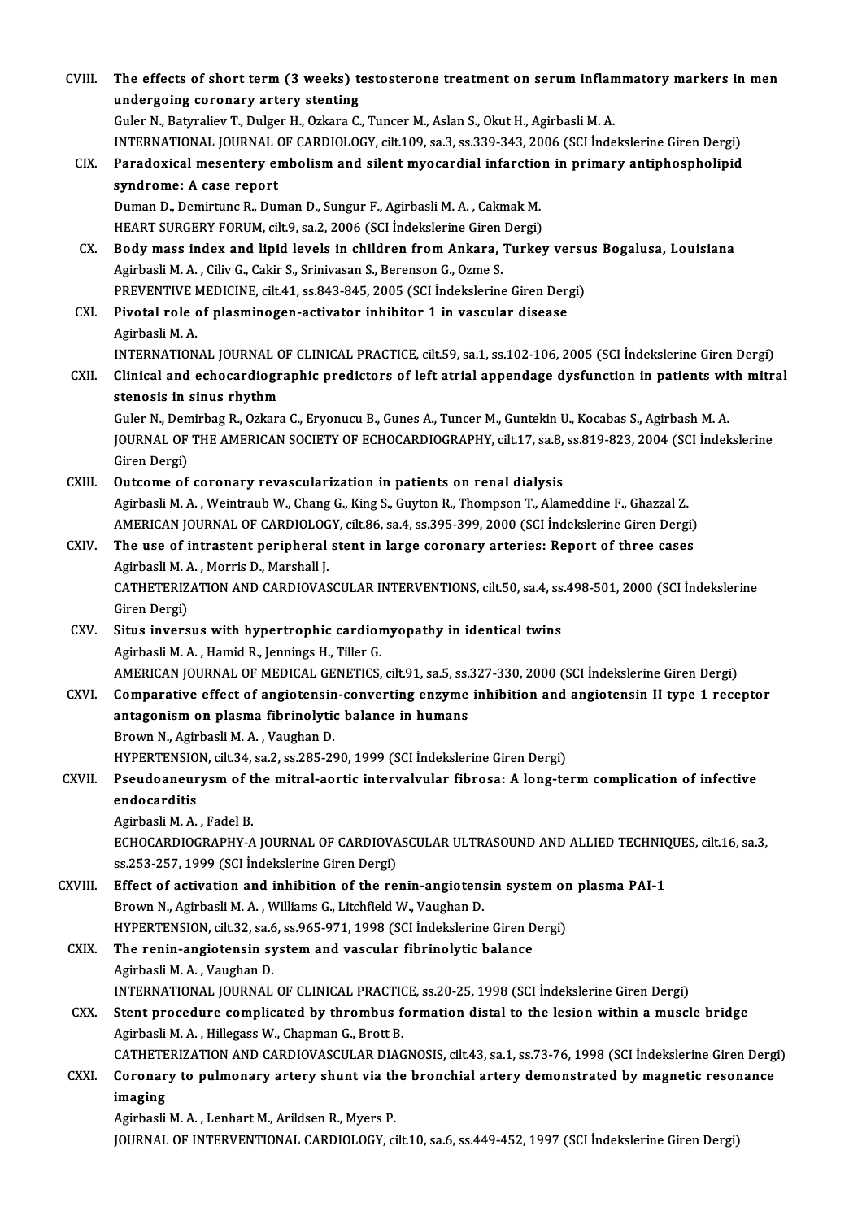CVIII. **The effects of short term (3 weeks) testosterone treatment on serum inflammatory markers in men undergoing coronary artery stenting**
Guler N., Batyraliev T., Dulger H., Ozkara C., Tuncer M., Aslan S., Okut H., Agirbasli M. A.
INTERNATIONAL JOURNAL OF CARDIOLOGY, cilt.109, sa.3, ss.339-343, 2006 (SCI İndekslerine Giren Dergi)

CIX. **Paradoxical mesentery embolism and silent myocardial infarction in primary antiphospholipid syndrome: A case report**
Duman D., Demirtunc R., Duman D., Sungur F., Agirbasli M. A. , Cakmak M.
HEART SURGERY FORUM, cilt.9, sa.2, 2006 (SCI İndekslerine Giren Dergi)

CX. **Body mass index and lipid levels in children from Ankara, Turkey versus Bogalusa, Louisiana**
Agirbasli M. A. , Ciliv G., Cakir S., Srinivasan S., Berenson G., Ozme S.
PREVENTIVE MEDICINE, cilt.41, ss.843-845, 2005 (SCI İndekslerine Giren Dergi)

CXI. **Pivotal role of plasminogen-activator inhibitor 1 in vascular disease**
Agirbasli M. A.
INTERNATIONAL JOURNAL OF CLINICAL PRACTICE, cilt.59, sa.1, ss.102-106, 2005 (SCI İndekslerine Giren Dergi)

CXII. **Clinical and echocardiographic predictors of left atrial appendage dysfunction in patients with mitral stenosis in sinus rhythm**
Guler N., Demirbag R., Ozkara C., Eryonucu B., Gunes A., Tuncer M., Guntekin U., Kocabas S., Agirbash M. A.
JOURNAL OF THE AMERICAN SOCIETY OF ECHOCARDIOGRAPHY, cilt.17, sa.8, ss.819-823, 2004 (SCI İndekslerine Giren Dergi)

CXIII. **Outcome of coronary revascularization in patients on renal dialysis**
Agirbasli M. A. , Weintraub W., Chang G., King S., Guyton R., Thompson T., Alameddine F., Ghazzal Z.
AMERICAN JOURNAL OF CARDIOLOGY, cilt.86, sa.4, ss.395-399, 2000 (SCI İndekslerine Giren Dergi)

CXIV. **The use of intrastent peripheral stent in large coronary arteries: Report of three cases**
Agirbasli M. A. , Morris D., Marshall J.
CATHETERIZATION AND CARDIOVASCULAR INTERVENTIONS, cilt.50, sa.4, ss.498-501, 2000 (SCI İndekslerine Giren Dergi)

CXV. **Situs inversus with hypertrophic cardiomyopathy in identical twins**
Agirbasli M. A. , Hamid R., Jennings H., Tiller G.
AMERICAN JOURNAL OF MEDICAL GENETICS, cilt.91, sa.5, ss.327-330, 2000 (SCI İndekslerine Giren Dergi)

CXVI. **Comparative effect of angiotensin-converting enzyme inhibition and angiotensin II type 1 receptor antagonism on plasma fibrinolytic balance in humans**
Brown N., Agirbasli M. A. , Vaughan D.
HYPERTENSION, cilt.34, sa.2, ss.285-290, 1999 (SCI İndekslerine Giren Dergi)

CXVII. **Pseudoaneurysm of the mitral-aortic intervalvular fibrosa: A long-term complication of infective endocarditis**
Agirbasli M. A. , Fadel B.
ECHOCARDIOGRAPHY-A JOURNAL OF CARDIOVASCULAR ULTRASOUND AND ALLIED TECHNIQUES, cilt.16, sa.3, ss.253-257, 1999 (SCI İndekslerine Giren Dergi)

CXVIII. **Effect of activation and inhibition of the renin-angiotensin system on plasma PAI-1**
Brown N., Agirbasli M. A. , Williams G., Litchfield W., Vaughan D.
HYPERTENSION, cilt.32, sa.6, ss.965-971, 1998 (SCI İndekslerine Giren Dergi)

CXIX. **The renin-angiotensin system and vascular fibrinolytic balance**
Agirbasli M. A. , Vaughan D.
INTERNATIONAL JOURNAL OF CLINICAL PRACTICE, ss.20-25, 1998 (SCI İndekslerine Giren Dergi)

CXX. **Stent procedure complicated by thrombus formation distal to the lesion within a muscle bridge**
Agirbasli M. A. , Hillegass W., Chapman G., Brott B.
CATHETERIZATION AND CARDIOVASCULAR DIAGNOSIS, cilt.43, sa.1, ss.73-76, 1998 (SCI İndekslerine Giren Dergi)

CXXI. **Coronary to pulmonary artery shunt via the bronchial artery demonstrated by magnetic resonance imaging**
Agirbasli M. A. , Lenhart M., Arildsen R., Myers P.
JOURNAL OF INTERVENTIONAL CARDIOLOGY, cilt.10, sa.6, ss.449-452, 1997 (SCI İndekslerine Giren Dergi)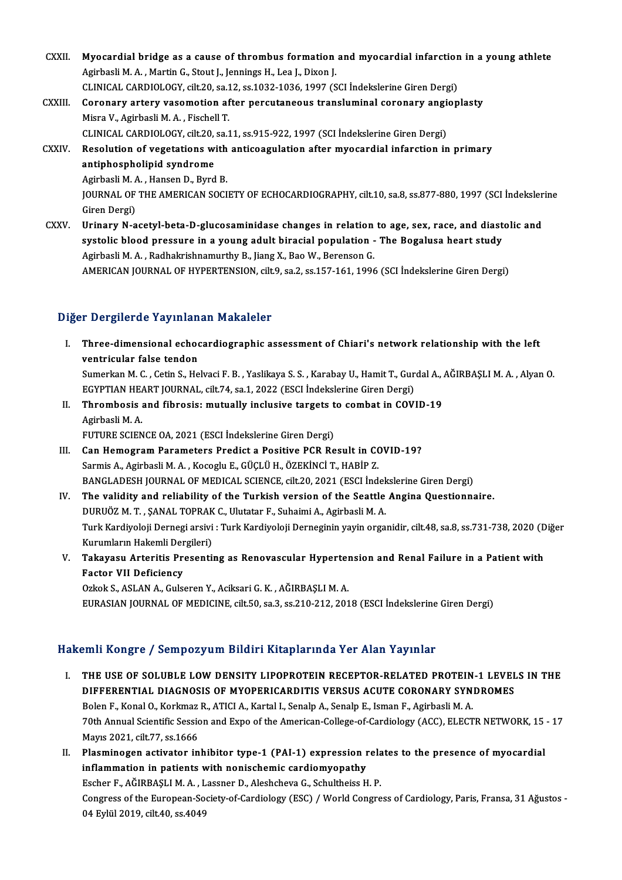CXXII. **Myocardial bridge as a cause of thrombus formation and myocardial infarction in a young athlete**
Agirbasli M. A. , Martin G., Stout J., Jennings H., Lea J., Dixon J.
CLINICAL CARDIOLOGY, cilt.20, sa.12, ss.1032-1036, 1997 (SCI İndekslerine Giren Dergi)

CXXIII. **Coronary artery vasomotion after percutaneous transluminal coronary angioplasty**
Misra V., Agirbasli M. A. , Fischell T.
CLINICAL CARDIOLOGY, cilt.20, sa.11, ss.915-922, 1997 (SCI İndekslerine Giren Dergi)

CXXIV. **Resolution of vegetations with anticoagulation after myocardial infarction in primary antiphospholipid syndrome**
Agirbasli M. A. , Hansen D., Byrd B.
JOURNAL OF THE AMERICAN SOCIETY OF ECHOCARDIOGRAPHY, cilt.10, sa.8, ss.877-880, 1997 (SCI İndekslerine Giren Dergi)

CXXV. **Urinary N-acetyl-beta-D-glucosaminidase changes in relation to age, sex, race, and diastolic and systolic blood pressure in a young adult biracial population - The Bogalusa heart study**
Agirbasli M. A. , Radhakrishnamurthy B., Jiang X., Bao W., Berenson G.
AMERICAN JOURNAL OF HYPERTENSION, cilt.9, sa.2, ss.157-161, 1996 (SCI İndekslerine Giren Dergi)

## Diğer Dergilerde Yayınlanan Makaleler

I. **Three-dimensional echocardiographic assessment of Chiari's network relationship with the left ventricular false tendon**
Sumerkan M. C. , Cetin S., Helvaci F. B. , Yaslikaya S. S. , Karabay U., Hamit T., Gurdal A., AĞIRBAŞLI M. A. , Alyan O.
EGYPTIAN HEART JOURNAL, cilt.74, sa.1, 2022 (ESCI İndekslerine Giren Dergi)

II. **Thrombosis and fibrosis: mutually inclusive targets to combat in COVID-19**
Agirbasli M. A.
FUTURE SCIENCE OA, 2021 (ESCI İndekslerine Giren Dergi)

III. **Can Hemogram Parameters Predict a Positive PCR Result in COVID-19?**
Sarmis A., Agirbasli M. A. , Kocoglu E., GÜÇLÜ H., ÖZEKİNCİ T., HABİP Z.
BANGLADESH JOURNAL OF MEDICAL SCIENCE, cilt.20, 2021 (ESCI İndekslerine Giren Dergi)

IV. **The validity and reliability of the Turkish version of the Seattle Angina Questionnaire.**
DURUÖZ M. T. , ŞANAL TOPRAK C., Ulutatar F., Suhaimi A., Agirbasli M. A.
Turk Kardiyoloji Dernegi arsivi : Turk Kardiyoloji Derneginin yayin organidir, cilt.48, sa.8, ss.731-738, 2020 (Diğer Kurumların Hakemli Dergileri)

V. **Takayasu Arteritis Presenting as Renovascular Hypertension and Renal Failure in a Patient with Factor VII Deficiency**
Ozkok S., ASLAN A., Gulseren Y., Aciksari G. K. , AĞIRBAŞLI M. A.
EURASIAN JOURNAL OF MEDICINE, cilt.50, sa.3, ss.210-212, 2018 (ESCI İndekslerine Giren Dergi)

## Hakemli Kongre / Sempozyum Bildiri Kitaplarında Yer Alan Yayınlar

I. **THE USE OF SOLUBLE LOW DENSITY LIPOPROTEIN RECEPTOR-RELATED PROTEIN-1 LEVELS IN THE DIFFERENTIAL DIAGNOSIS OF MYOPERICARDITIS VERSUS ACUTE CORONARY SYNDROMES**
Bolen F., Konal O., Korkmaz R., ATICI A., Kartal I., Senalp A., Senalp E., Isman F., Agirbasli M. A.
70th Annual Scientific Session and Expo of the American-College-of-Cardiology (ACC), ELECTR NETWORK, 15 - 17 Mayıs 2021, cilt.77, ss.1666

II. **Plasminogen activator inhibitor type-1 (PAI-1) expression relates to the presence of myocardial inflammation in patients with nonischemic cardiomyopathy**
Escher F., AĞIRBAŞLI M. A. , Lassner D., Aleshcheva G., Schultheiss H. P.
Congress of the European-Society-of-Cardiology (ESC) / World Congress of Cardiology, Paris, Fransa, 31 Ağustos - 04 Eylül 2019, cilt.40, ss.4049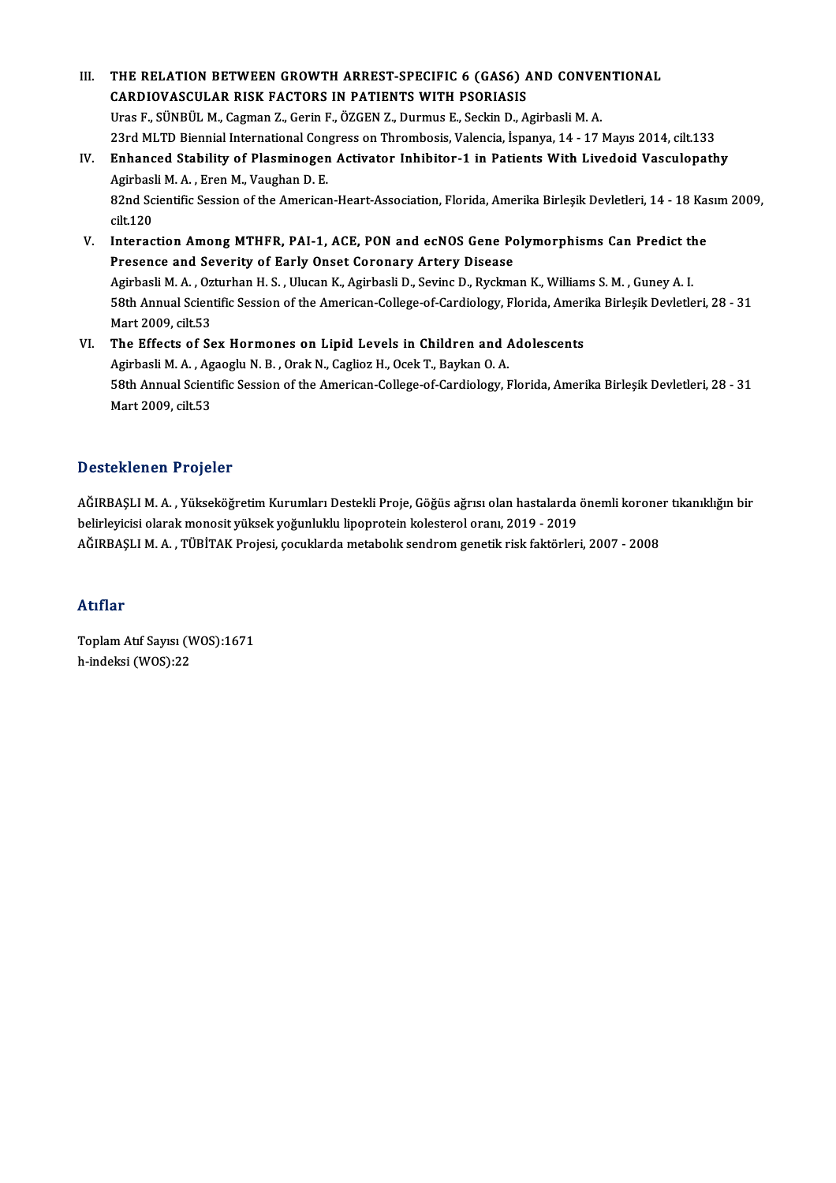III. **THE RELATION BETWEEN GROWTH ARREST-SPECIFIC 6 (GAS6) AND CONVENTIONAL CARDIOVASCULAR RISK FACTORS IN PATIENTS WITH PSORIASIS**
Uras F., SÜNBÜL M., Cagman Z., Gerin F., ÖZGEN Z., Durmus E., Seckin D., Agirbasli M. A.
23rd MLTD Biennial International Congress on Thrombosis, Valencia, İspanya, 14 - 17 Mayıs 2014, cilt.133

IV. **Enhanced Stability of Plasminogen Activator Inhibitor-1 in Patients With Livedoid Vasculopathy**
Agirbasli M. A. , Eren M., Vaughan D. E.
82nd Scientific Session of the American-Heart-Association, Florida, Amerika Birleşik Devletleri, 14 - 18 Kasım 2009, cilt.120

V. **Interaction Among MTHFR, PAI-1, ACE, PON and ecNOS Gene Polymorphisms Can Predict the Presence and Severity of Early Onset Coronary Artery Disease**
Agirbasli M. A. , Ozturhan H. S. , Ulucan K., Agirbasli D., Sevinc D., Ryckman K., Williams S. M. , Guney A. I.
58th Annual Scientific Session of the American-College-of-Cardiology, Florida, Amerika Birleşik Devletleri, 28 - 31 Mart 2009, cilt.53

VI. **The Effects of Sex Hormones on Lipid Levels in Children and Adolescents**
Agirbasli M. A. , Agaoglu N. B. , Orak N., Caglioz H., Ocek T., Baykan O. A.
58th Annual Scientific Session of the American-College-of-Cardiology, Florida, Amerika Birleşik Devletleri, 28 - 31 Mart 2009, cilt.53

## Desteklenen Projeler

AĞIRBAŞLI M. A. , Yükseköğretim Kurumları Destekli Proje, Göğüs ağrısı olan hastalarda önemli koroner tıkanıklığın bir belirleyicisi olarak monosit yüksek yoğunluklu lipoprotein kolesterol oranı, 2019 - 2019
AĞIRBAŞLI M. A. , TÜBİTAK Projesi, çocuklarda metabolık sendrom genetik risk faktörleri, 2007 - 2008

## Atıflar

Toplam Atıf Sayısı (WOS):1671
h-indeksi (WOS):22